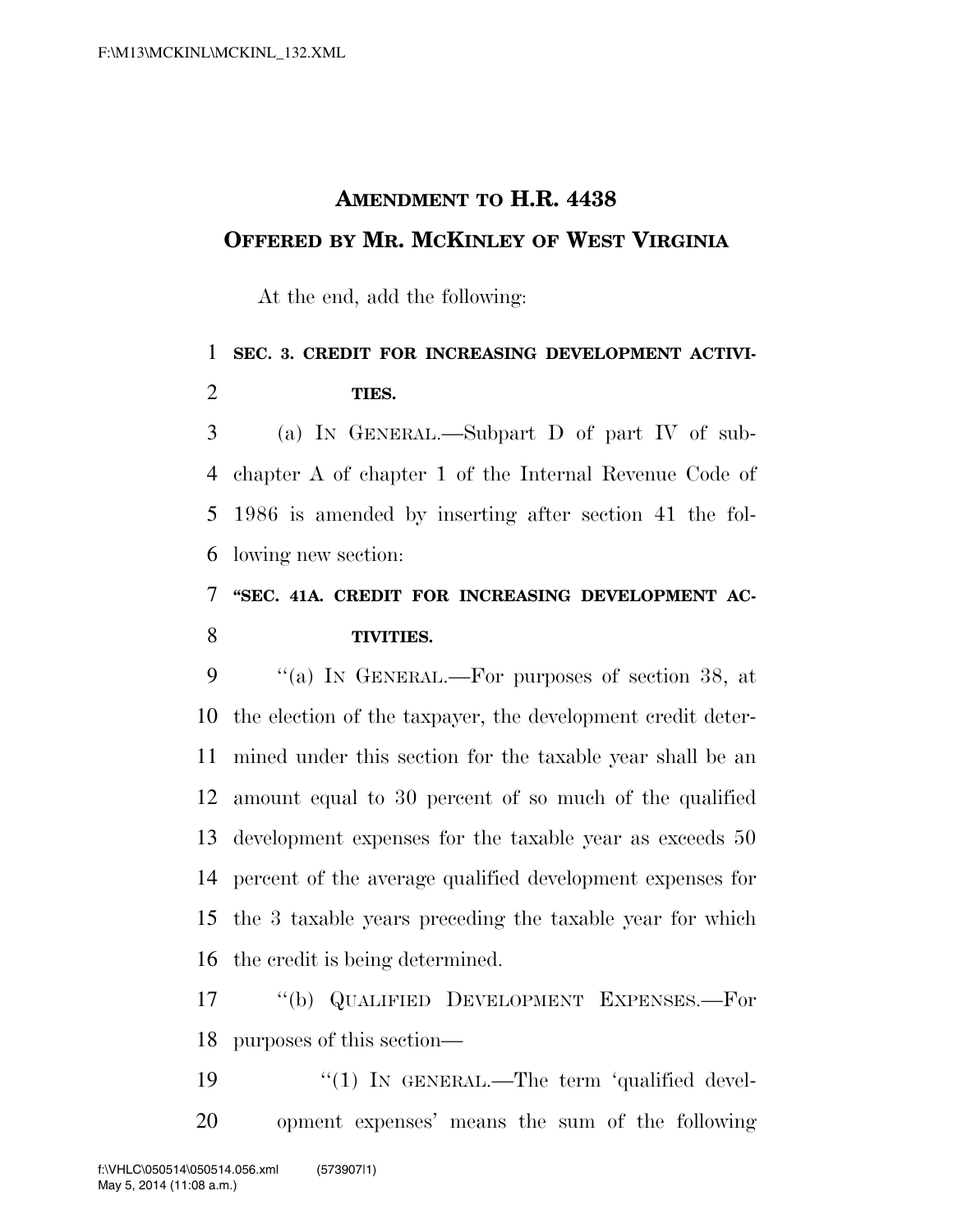# AMENDMENT TO H.R. 4438

## OFFERED BY MR. MCKINLEY OF WEST VIRGINIA

At the end, add the following:

**SEC. 3. CREDIT FOR INCREASING DEVELOPMENT ACTIVITIES.**

(a) IN GENERAL.—Subpart D of part IV of subchapter A of chapter 1 of the Internal Revenue Code of 1986 is amended by inserting after section 41 the following new section:

**"SEC. 41A. CREDIT FOR INCREASING DEVELOPMENT ACTIVITIES.**

"(a) IN GENERAL.—For purposes of section 38, at the election of the taxpayer, the development credit determined under this section for the taxable year shall be an amount equal to 30 percent of so much of the qualified development expenses for the taxable year as exceeds 50 percent of the average qualified development expenses for the 3 taxable years preceding the taxable year for which the credit is being determined.

"(b) QUALIFIED DEVELOPMENT EXPENSES.—For purposes of this section—

"(1) IN GENERAL.—The term 'qualified development expenses' means the sum of the following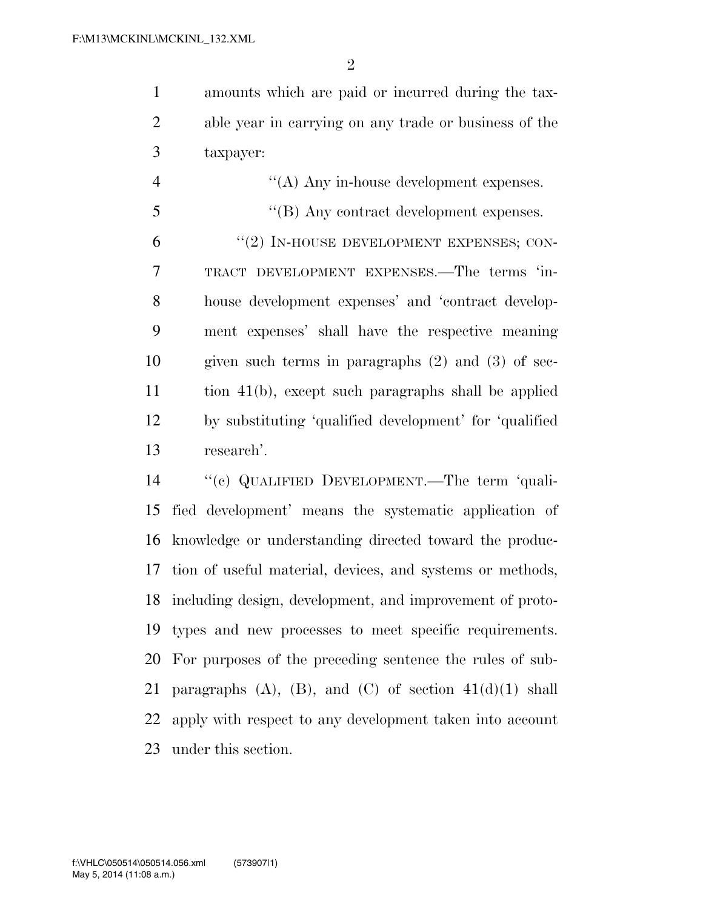amounts which are paid or incurred during the taxable year in carrying on any trade or business of the taxpayer:

''(A) Any in-house development expenses.

''(B) Any contract development expenses.

''(2) IN-HOUSE DEVELOPMENT EXPENSES; CONTRACT DEVELOPMENT EXPENSES.—The terms 'in-house development expenses' and 'contract development expenses' shall have the respective meaning given such terms in paragraphs (2) and (3) of section 41(b), except such paragraphs shall be applied by substituting 'qualified development' for 'qualified research'.

''(c) QUALIFIED DEVELOPMENT.—The term 'qualified development' means the systematic application of knowledge or understanding directed toward the production of useful material, devices, and systems or methods, including design, development, and improvement of prototypes and new processes to meet specific requirements. For purposes of the preceding sentence the rules of subparagraphs (A), (B), and (C) of section 41(d)(1) shall apply with respect to any development taken into account under this section.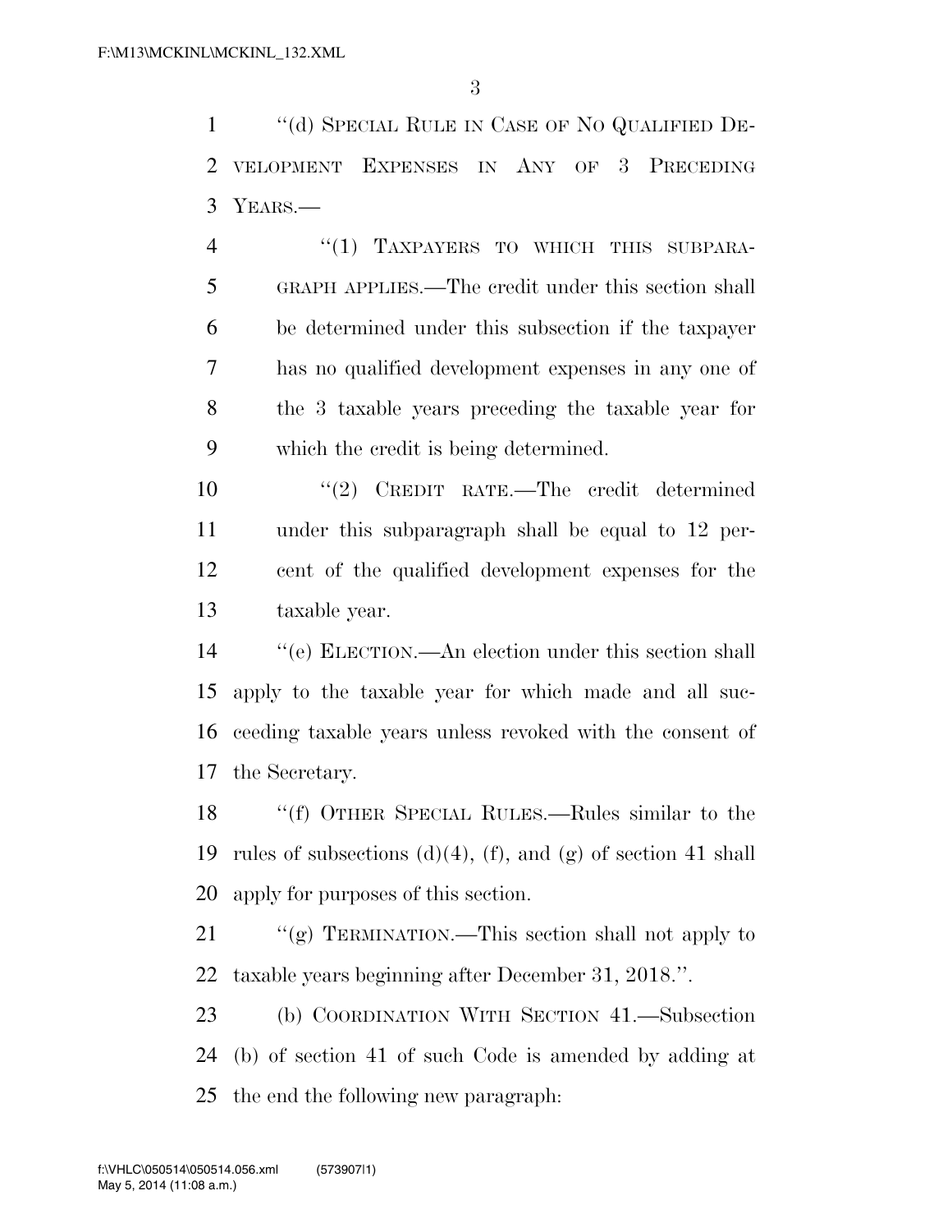"(d) SPECIAL RULE IN CASE OF NO QUALIFIED DEVELOPMENT EXPENSES IN ANY OF 3 PRECEDING YEARS.—

"(1) TAXPAYERS TO WHICH THIS SUBPARAGRAPH APPLIES.—The credit under this section shall be determined under this subsection if the taxpayer has no qualified development expenses in any one of the 3 taxable years preceding the taxable year for which the credit is being determined.

"(2) CREDIT RATE.—The credit determined under this subparagraph shall be equal to 12 percent of the qualified development expenses for the taxable year.

"(e) ELECTION.—An election under this section shall apply to the taxable year for which made and all succeeding taxable years unless revoked with the consent of the Secretary.

"(f) OTHER SPECIAL RULES.—Rules similar to the rules of subsections (d)(4), (f), and (g) of section 41 shall apply for purposes of this section.

"(g) TERMINATION.—This section shall not apply to taxable years beginning after December 31, 2018.".

(b) COORDINATION WITH SECTION 41.—Subsection (b) of section 41 of such Code is amended by adding at the end the following new paragraph: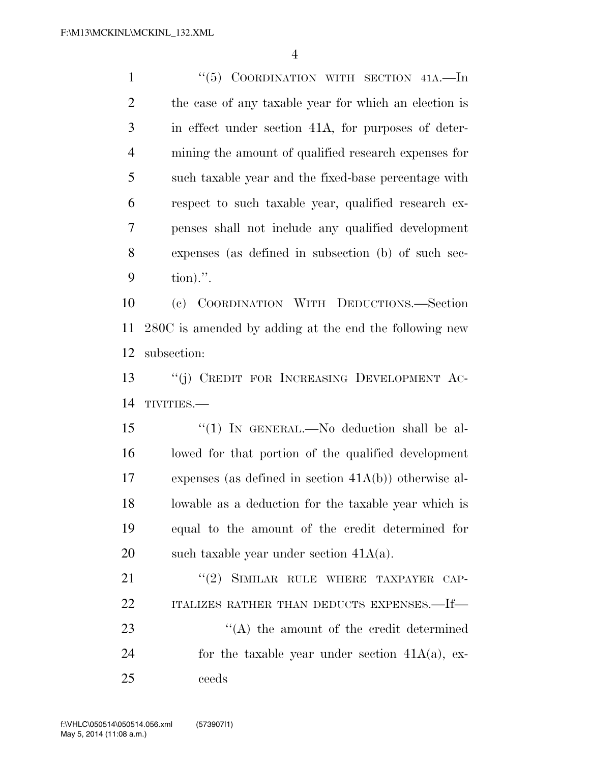"(5) COORDINATION WITH SECTION 41A.—In the case of any taxable year for which an election is in effect under section 41A, for purposes of determining the amount of qualified research expenses for such taxable year and the fixed-base percentage with respect to such taxable year, qualified research expenses shall not include any qualified development expenses (as defined in subsection (b) of such section).".

(c) COORDINATION WITH DEDUCTIONS.—Section 280C is amended by adding at the end the following new subsection:

"(j) CREDIT FOR INCREASING DEVELOPMENT ACTIVITIES.—

"(1) IN GENERAL.—No deduction shall be allowed for that portion of the qualified development expenses (as defined in section 41A(b)) otherwise allowable as a deduction for the taxable year which is equal to the amount of the credit determined for such taxable year under section 41A(a).

"(2) SIMILAR RULE WHERE TAXPAYER CAPITALIZES RATHER THAN DEDUCTS EXPENSES.—If—

"(A) the amount of the credit determined for the taxable year under section 41A(a), exceeds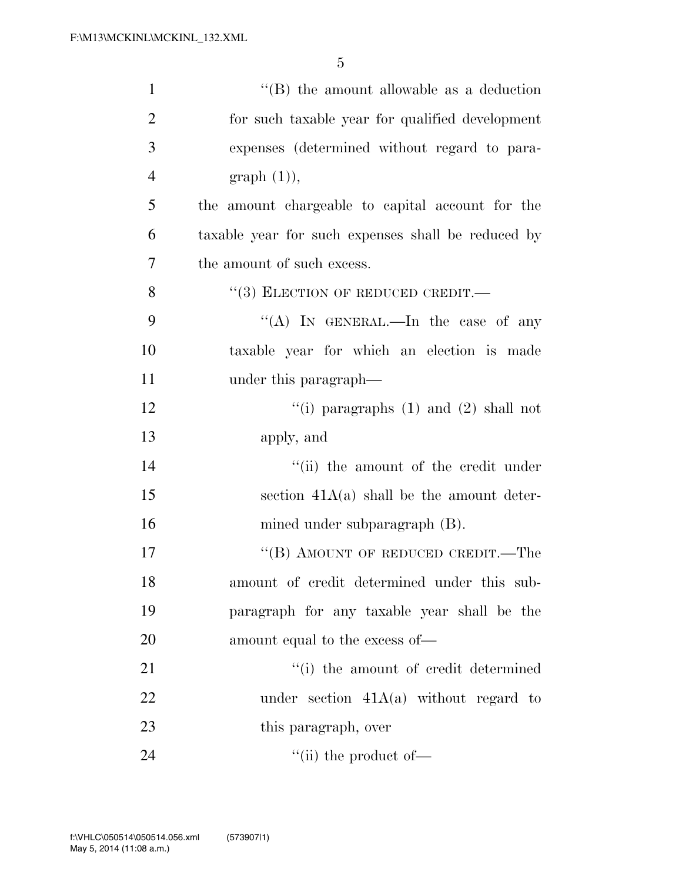"(B) the amount allowable as a deduction for such taxable year for qualified development expenses (determined without regard to paragraph (1)),

the amount chargeable to capital account for the taxable year for such expenses shall be reduced by the amount of such excess.

"(3) ELECTION OF REDUCED CREDIT.—

"(A) IN GENERAL.—In the case of any taxable year for which an election is made under this paragraph—

"(i) paragraphs (1) and (2) shall not apply, and

"(ii) the amount of the credit under section 41A(a) shall be the amount determined under subparagraph (B).

"(B) AMOUNT OF REDUCED CREDIT.—The amount of credit determined under this subparagraph for any taxable year shall be the amount equal to the excess of—

"(i) the amount of credit determined under section 41A(a) without regard to this paragraph, over

"(ii) the product of—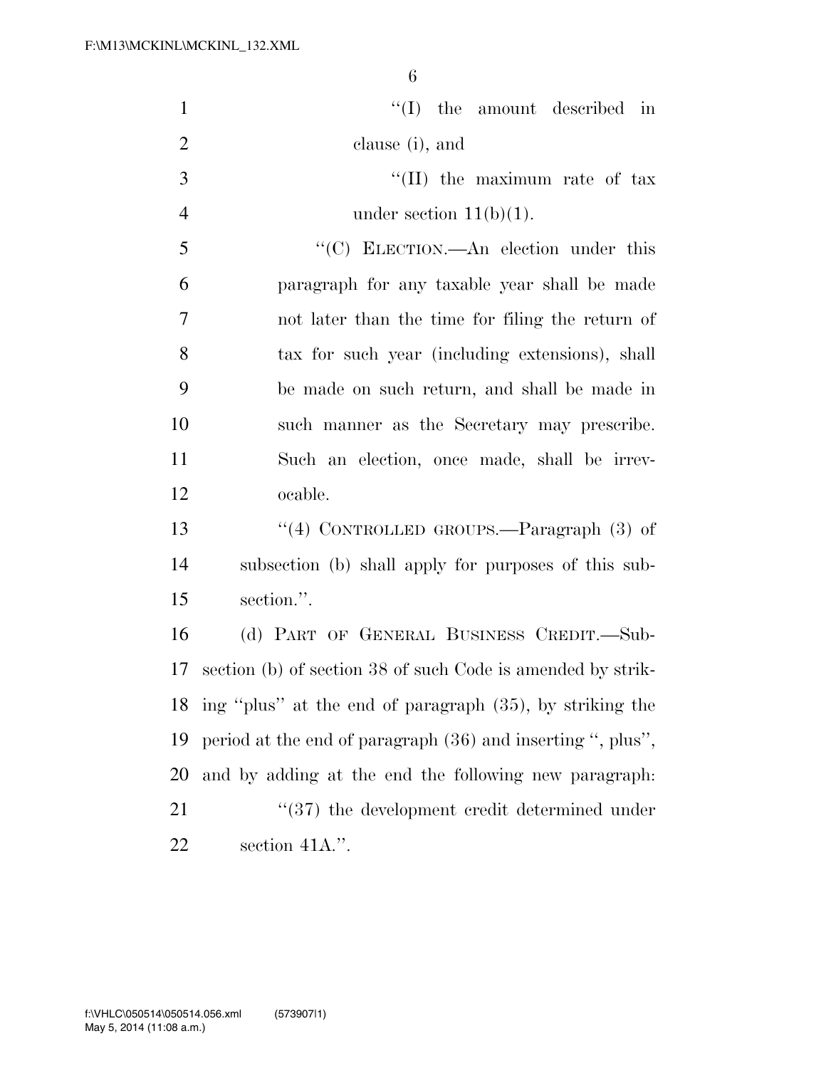"(I) the amount described in clause (i), and

"(II) the maximum rate of tax under section 11(b)(1).

"(C) ELECTION.—An election under this paragraph for any taxable year shall be made not later than the time for filing the return of tax for such year (including extensions), shall be made on such return, and shall be made in such manner as the Secretary may prescribe. Such an election, once made, shall be irrevocable.

"(4) CONTROLLED GROUPS.—Paragraph (3) of subsection (b) shall apply for purposes of this subsection.".

(d) PART OF GENERAL BUSINESS CREDIT.—Subsection (b) of section 38 of such Code is amended by striking "plus" at the end of paragraph (35), by striking the period at the end of paragraph (36) and inserting ", plus", and by adding at the end the following new paragraph:

"(37) the development credit determined under section 41A.".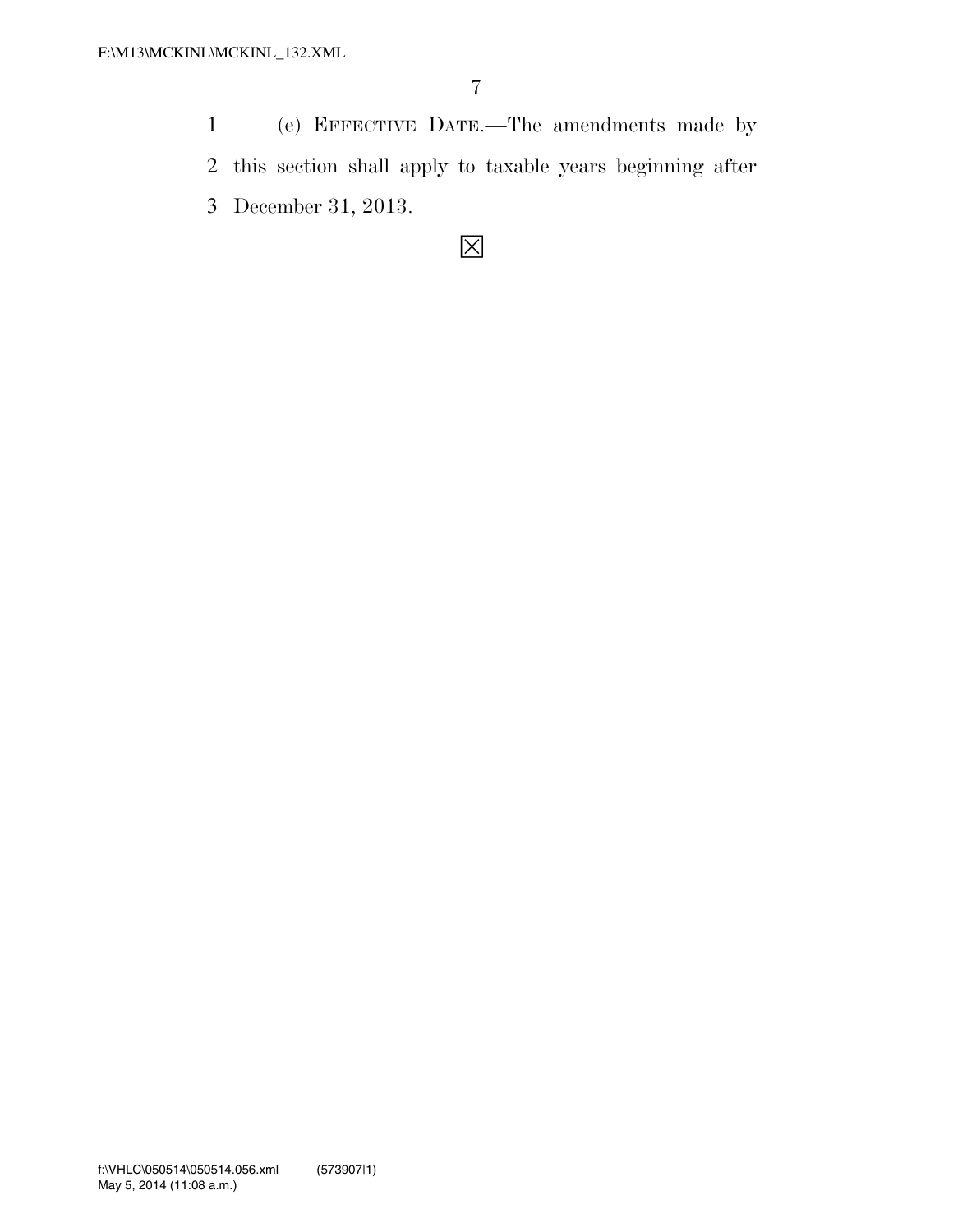(e) EFFECTIVE DATE.—The amendments made by this section shall apply to taxable years beginning after December 31, 2013.